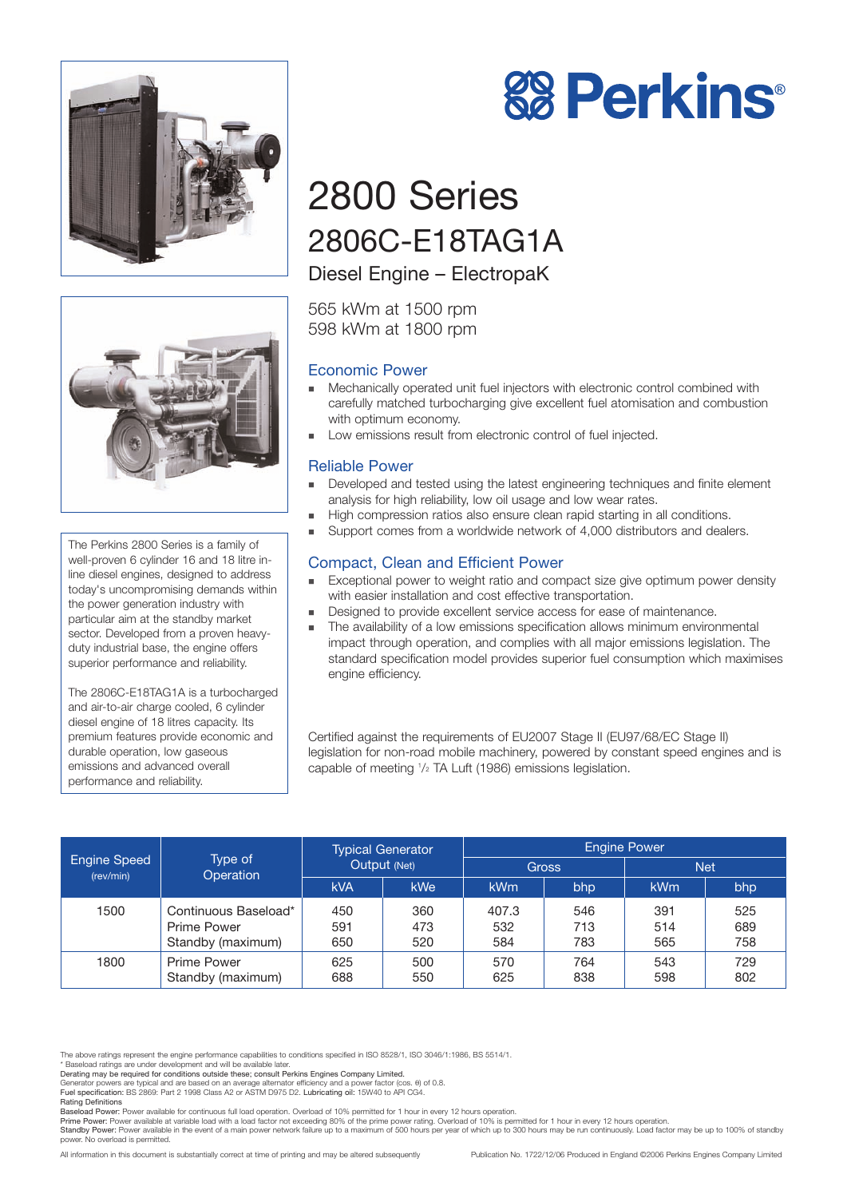# Perkins

# 2800 Series

## 2806C-E18TAG1A

### Diesel Engine – ElectropaK

565 kWm at 1500 rpm
598 kWm at 1800 rpm

The Perkins 2800 Series is a family of well-proven 6 cylinder 16 and 18 litre in-line diesel engines, designed to address today's uncompromising demands within the power generation industry with particular aim at the standby market sector. Developed from a proven heavy-duty industrial base, the engine offers superior performance and reliability.

The 2806C-E18TAG1A is a turbocharged and air-to-air charge cooled, 6 cylinder diesel engine of 18 litres capacity. Its premium features provide economic and durable operation, low gaseous emissions and advanced overall performance and reliability.

### Economic Power

- Mechanically operated unit fuel injectors with electronic control combined with carefully matched turbocharging give excellent fuel atomisation and combustion with optimum economy.
- Low emissions result from electronic control of fuel injected.

### Reliable Power

- Developed and tested using the latest engineering techniques and finite element analysis for high reliability, low oil usage and low wear rates.
- High compression ratios also ensure clean rapid starting in all conditions.
- Support comes from a worldwide network of 4,000 distributors and dealers.

### Compact, Clean and Efficient Power

- Exceptional power to weight ratio and compact size give optimum power density with easier installation and cost effective transportation.
- Designed to provide excellent service access for ease of maintenance.
- The availability of a low emissions specification allows minimum environmental impact through operation, and complies with all major emissions legislation. The standard specification model provides superior fuel consumption which maximises engine efficiency.

Certified against the requirements of EU2007 Stage II (EU97/68/EC Stage II) legislation for non-road mobile machinery, powered by constant speed engines and is capable of meeting 1/2 TA Luft (1986) emissions legislation.

| Engine Speed (rev/min) | Type of Operation | Typical Generator Output (Net) | | Engine Power | | | |
|---|---|---|---|---|---|---|---|
| | | | | Gross | | Net | |
| | | kVA | kWe | kWm | bhp | kWm | bhp |
| 1500 | Continuous Baseload* | 450 | 360 | 407.3 | 546 | 391 | 525 |
| | Prime Power | 591 | 473 | 532 | 713 | 514 | 689 |
| | Standby (maximum) | 650 | 520 | 584 | 783 | 565 | 758 |
| 1800 | Prime Power | 625 | 500 | 570 | 764 | 543 | 729 |
| | Standby (maximum) | 688 | 550 | 625 | 838 | 598 | 802 |

The above ratings represent the engine performance capabilities to conditions specified in ISO 8528/1, ISO 3046/1:1986, BS 5514/1.
\* Baseload ratings are under development and will be available later.
**Derating may be required for conditions outside these; consult Perkins Engines Company Limited.**
Generator powers are typical and are based on an average alternator efficiency and a power factor (cos. θ) of 0.8.
**Fuel specification:** BS 2869: Part 2 1998 Class A2 or ASTM D975 D2. **Lubricating oil:** 15W40 to API CG4.

**Rating Definitions**
**Baseload Power:** Power available for continuous full load operation. Overload of 10% permitted for 1 hour in every 12 hours operation.
**Prime Power:** Power available at variable load with a load factor not exceeding 80% of the prime power rating. Overload of 10% is permitted for 1 hour in every 12 hours operation.
**Standby Power:** Power available in the event of a main power network failure up to a maximum of 500 hours per year of which up to 300 hours may be run continuously. Load factor may be up to 100% of standby power. No overload is permitted.

All information in this document is substantially correct at time of printing and may be altered subsequently

Publication No. 1722/12/06 Produced in England ©2006 Perkins Engines Company Limited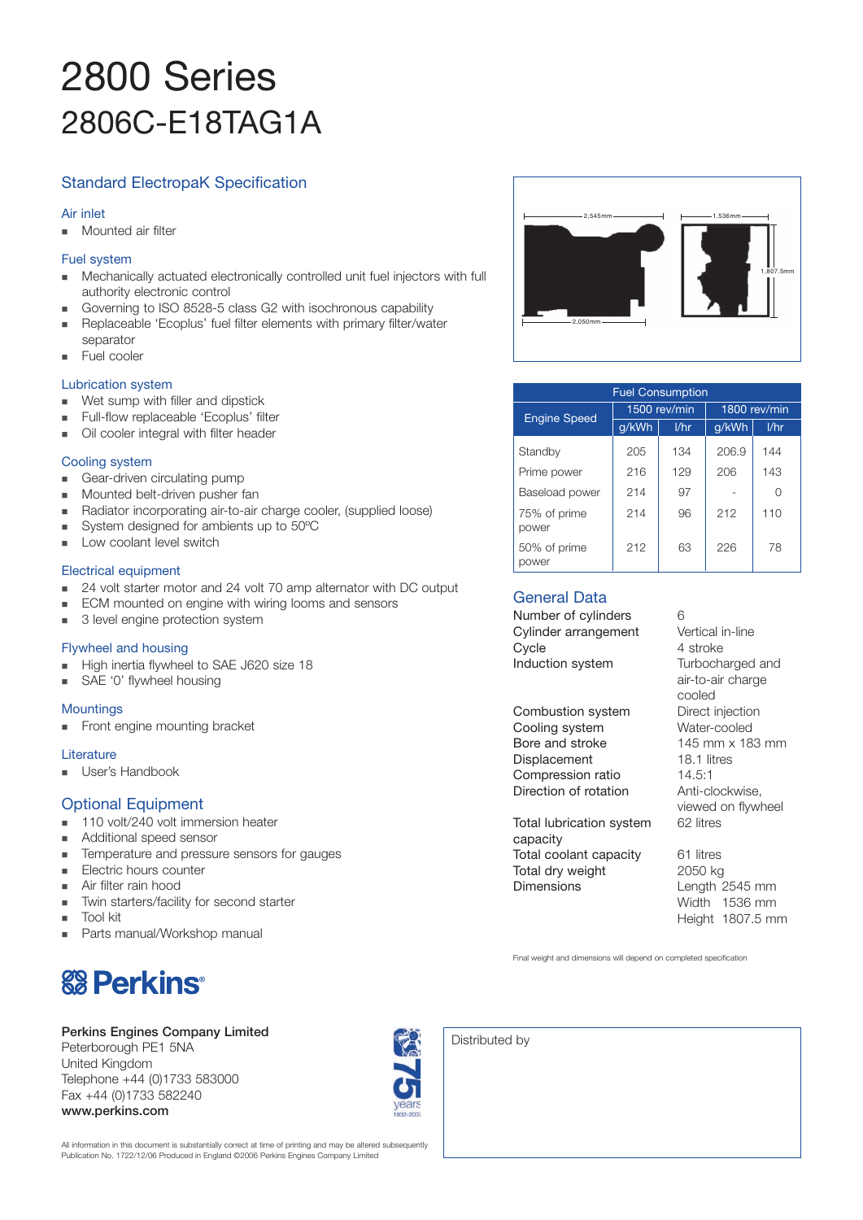# 2800 Series
## 2806C-E18TAG1A

### Standard ElectropaK Specification

#### Air inlet
- Mounted air filter

#### Fuel system
- Mechanically actuated electronically controlled unit fuel injectors with full authority electronic control
- Governing to ISO 8528-5 class G2 with isochronous capability
- Replaceable 'Ecoplus' fuel filter elements with primary filter/water separator
- Fuel cooler

#### Lubrication system
- Wet sump with filler and dipstick
- Full-flow replaceable 'Ecoplus' filter
- Oil cooler integral with filter header

#### Cooling system
- Gear-driven circulating pump
- Mounted belt-driven pusher fan
- Radiator incorporating air-to-air charge cooler, (supplied loose)
- System designed for ambients up to 50ºC
- Low coolant level switch

#### Electrical equipment
- 24 volt starter motor and 24 volt 70 amp alternator with DC output
- ECM mounted on engine with wiring looms and sensors
- 3 level engine protection system

#### Flywheel and housing
- High inertia flywheel to SAE J620 size 18
- SAE '0' flywheel housing

#### Mountings
- Front engine mounting bracket

#### Literature
- User's Handbook

### Optional Equipment
- 110 volt/240 volt immersion heater
- Additional speed sensor
- Temperature and pressure sensors for gauges
- Electric hours counter
- Air filter rain hood
- Twin starters/facility for second starter
- Tool kit
- Parts manual/Workshop manual

2,545mm
1,536mm
1,807.5mm
2,050mm

| Fuel Consumption | | | | |
|---|---|---|---|---|
| Engine Speed | 1500 rev/min | | 1800 rev/min | |
| | g/kWh | l/hr | g/kWh | l/hr |
| Standby | 205 | 134 | 206.9 | 144 |
| Prime power | 216 | 129 | 206 | 143 |
| Baseload power | 214 | 97 | - | 0 |
| 75% of prime power | 214 | 96 | 212 | 110 |
| 50% of prime power | 212 | 63 | 226 | 78 |

### General Data

| | |
|---|---|
| Number of cylinders | 6 |
| Cylinder arrangement | Vertical in-line |
| Cycle | 4 stroke |
| Induction system | Turbocharged and air-to-air charge cooled |
| Combustion system | Direct injection |
| Cooling system | Water-cooled |
| Bore and stroke | 145 mm x 183 mm |
| Displacement | 18.1 litres |
| Compression ratio | 14.5:1 |
| Direction of rotation | Anti-clockwise, viewed on flywheel |
| Total lubrication system capacity | 62 litres |
| Total coolant capacity | 61 litres |
| Total dry weight | 2050 kg |
| Dimensions | Length 2545 mm<br>Width 1536 mm<br>Height 1807.5 mm |

Final weight and dimensions will depend on completed specification

**Perkins**

**Perkins Engines Company Limited**
Peterborough PE1 5NA
United Kingdom
Telephone +44 (0)1733 583000
Fax +44 (0)1733 582240
**www.perkins.com**

75 years 1932-2007

Distributed by

All information in this document is substantially correct at time of printing and may be altered subsequently
Publication No. 1722/12/06 Produced in England ©2006 Perkins Engines Company Limited